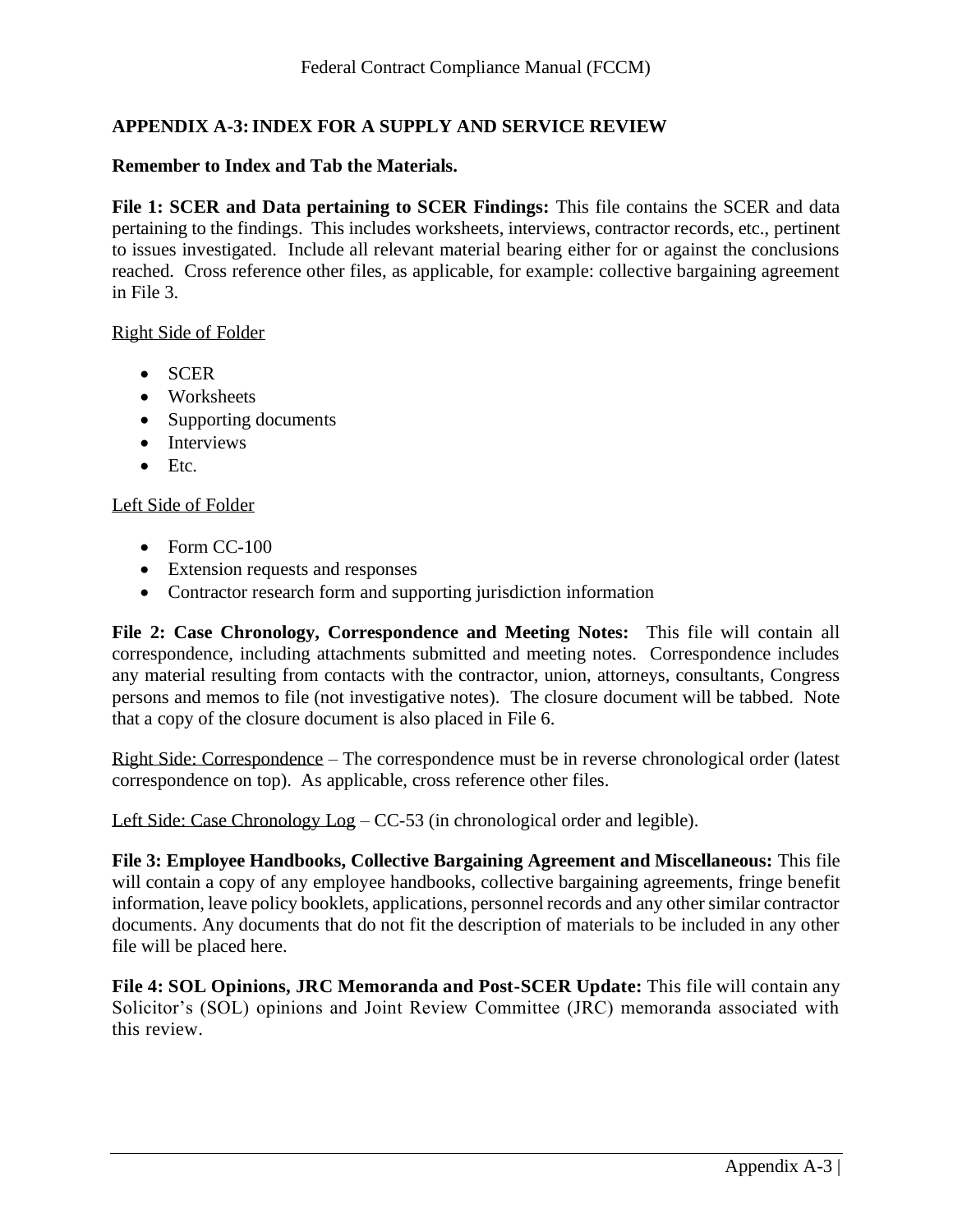## APPENDIX A-3: INDEX FOR A SUPPLY AND SERVICE REVIEW

**Remember to Index and Tab the Materials.**

**File 1: SCER and Data pertaining to SCER Findings:** This file contains the SCER and data pertaining to the findings. This includes worksheets, interviews, contractor records, etc., pertinent to issues investigated. Include all relevant material bearing either for or against the conclusions reached. Cross reference other files, as applicable, for example: collective bargaining agreement in File 3.

<u>Right Side of Folder</u>

- SCER
- Worksheets
- Supporting documents
- Interviews
- Etc.

<u>Left Side of Folder</u>

- Form CC-100
- Extension requests and responses
- Contractor research form and supporting jurisdiction information

**File 2: Case Chronology, Correspondence and Meeting Notes:** This file will contain all correspondence, including attachments submitted and meeting notes. Correspondence includes any material resulting from contacts with the contractor, union, attorneys, consultants, Congress persons and memos to file (not investigative notes). The closure document will be tabbed. Note that a copy of the closure document is also placed in File 6.

<u>Right Side: Correspondence</u> – The correspondence must be in reverse chronological order (latest correspondence on top). As applicable, cross reference other files.

<u>Left Side: Case Chronology Log</u> – CC-53 (in chronological order and legible).

**File 3: Employee Handbooks, Collective Bargaining Agreement and Miscellaneous:** This file will contain a copy of any employee handbooks, collective bargaining agreements, fringe benefit information, leave policy booklets, applications, personnel records and any other similar contractor documents. Any documents that do not fit the description of materials to be included in any other file will be placed here.

**File 4: SOL Opinions, JRC Memoranda and Post-SCER Update:** This file will contain any Solicitor's (SOL) opinions and Joint Review Committee (JRC) memoranda associated with this review.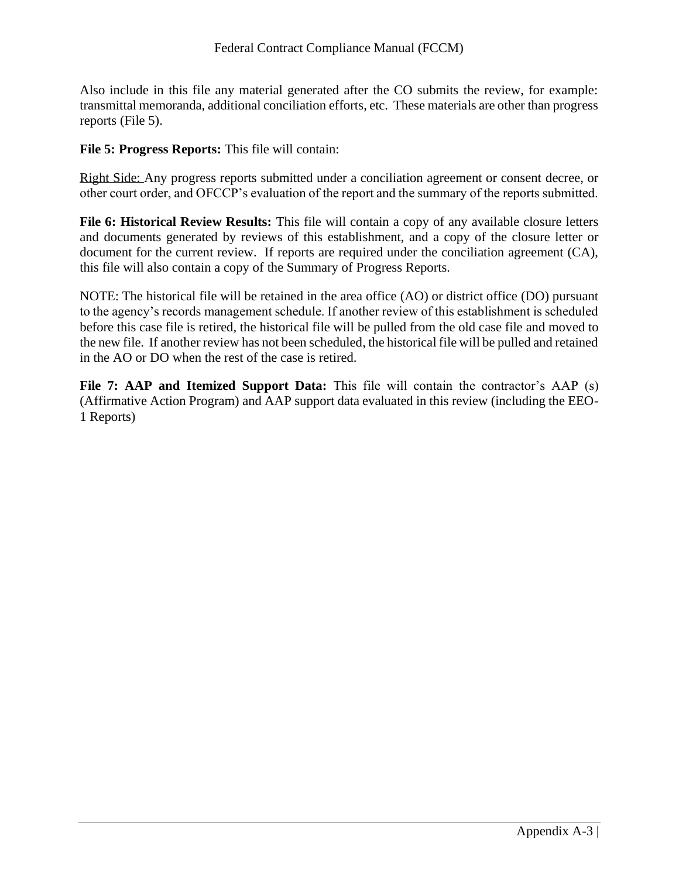Also include in this file any material generated after the CO submits the review, for example: transmittal memoranda, additional conciliation efforts, etc. These materials are other than progress reports (File 5).

**File 5: Progress Reports:** This file will contain:

<u>Right Side:</u> Any progress reports submitted under a conciliation agreement or consent decree, or other court order, and OFCCP's evaluation of the report and the summary of the reports submitted.

**File 6: Historical Review Results:** This file will contain a copy of any available closure letters and documents generated by reviews of this establishment, and a copy of the closure letter or document for the current review. If reports are required under the conciliation agreement (CA), this file will also contain a copy of the Summary of Progress Reports.

NOTE: The historical file will be retained in the area office (AO) or district office (DO) pursuant to the agency's records management schedule. If another review of this establishment is scheduled before this case file is retired, the historical file will be pulled from the old case file and moved to the new file. If another review has not been scheduled, the historical file will be pulled and retained in the AO or DO when the rest of the case is retired.

**File 7: AAP and Itemized Support Data:** This file will contain the contractor's AAP (s) (Affirmative Action Program) and AAP support data evaluated in this review (including the EEO-1 Reports)